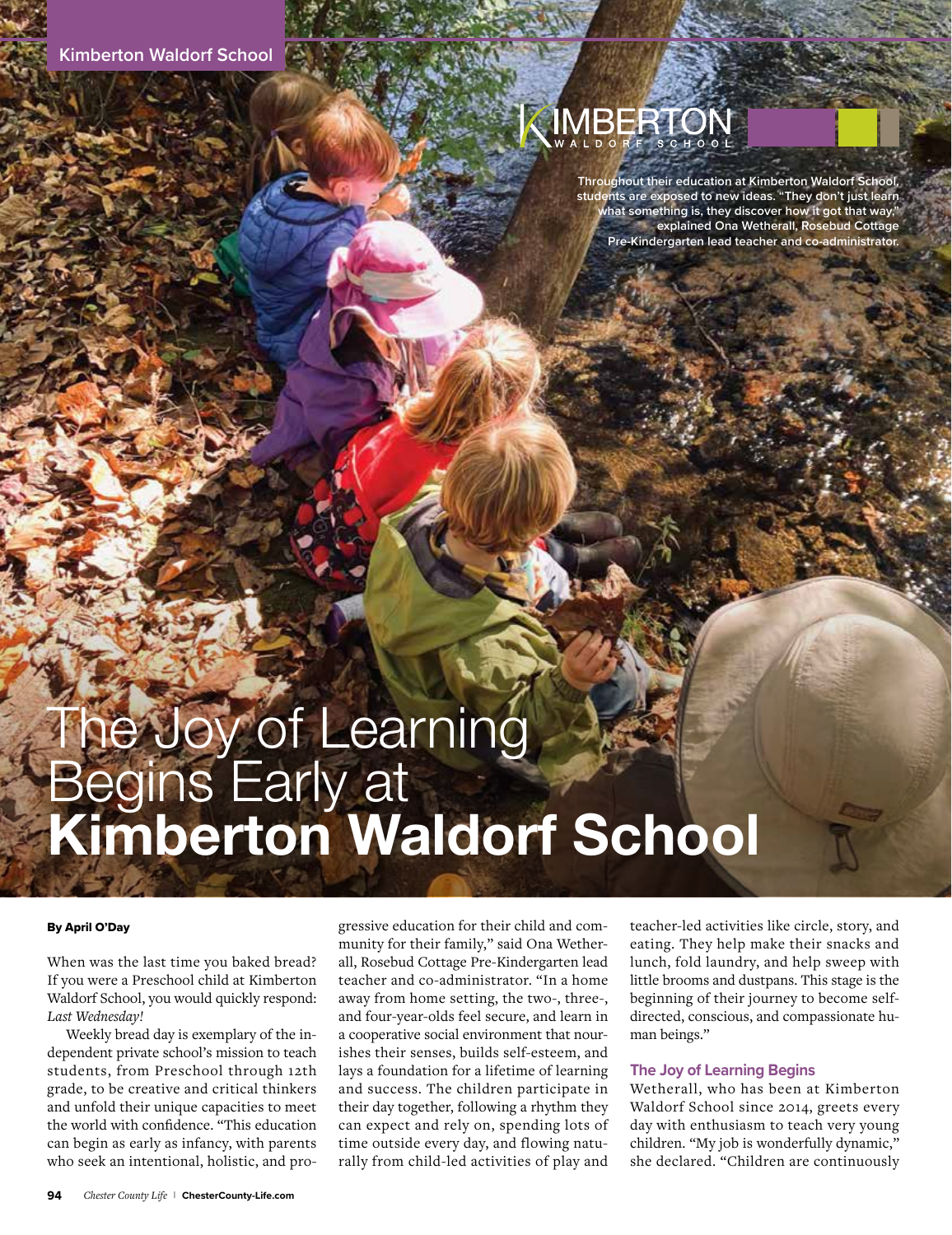# The Joy of Learning Begins Early at **Kimberton Waldorf School**

Throughout their education at Kimberton Waldorf School, students are exposed to new ideas. "They don't just learn what something is, they discover how it got that way," explained Ona Wetherall, Rosebud Cottage Pre-Kindergarten lead teacher and co-administrator.

**By April O'Day**

When was the last time you baked bread? If you were a Preschool child at Kimberton Waldorf School, you would quickly respond: *Last Wednesday!*

Weekly bread day is exemplary of the independent private school's mission to teach students, from Preschool through 12th grade, to be creative and critical thinkers and unfold their unique capacities to meet the world with confidence. "This education can begin as early as infancy, with parents who seek an intentional, holistic, and progressive education for their child and community for their family," said Ona Wetherall, Rosebud Cottage Pre-Kindergarten lead teacher and co-administrator. "In a home away from home setting, the two-, three-, and four-year-olds feel secure, and learn in a cooperative social environment that nourishes their senses, builds self-esteem, and lays a foundation for a lifetime of learning and success. The children participate in their day together, following a rhythm they can expect and rely on, spending lots of time outside every day, and flowing naturally from child-led activities of play and teacher-led activities like circle, story, and eating. They help make their snacks and lunch, fold laundry, and help sweep with little brooms and dustpans. This stage is the beginning of their journey to become self-directed, conscious, and compassionate human beings."

## The Joy of Learning Begins

Wetherall, who has been at Kimberton Waldorf School since 2014, greets every day with enthusiasm to teach very young children. "My job is wonderfully dynamic," she declared. "Children are continuously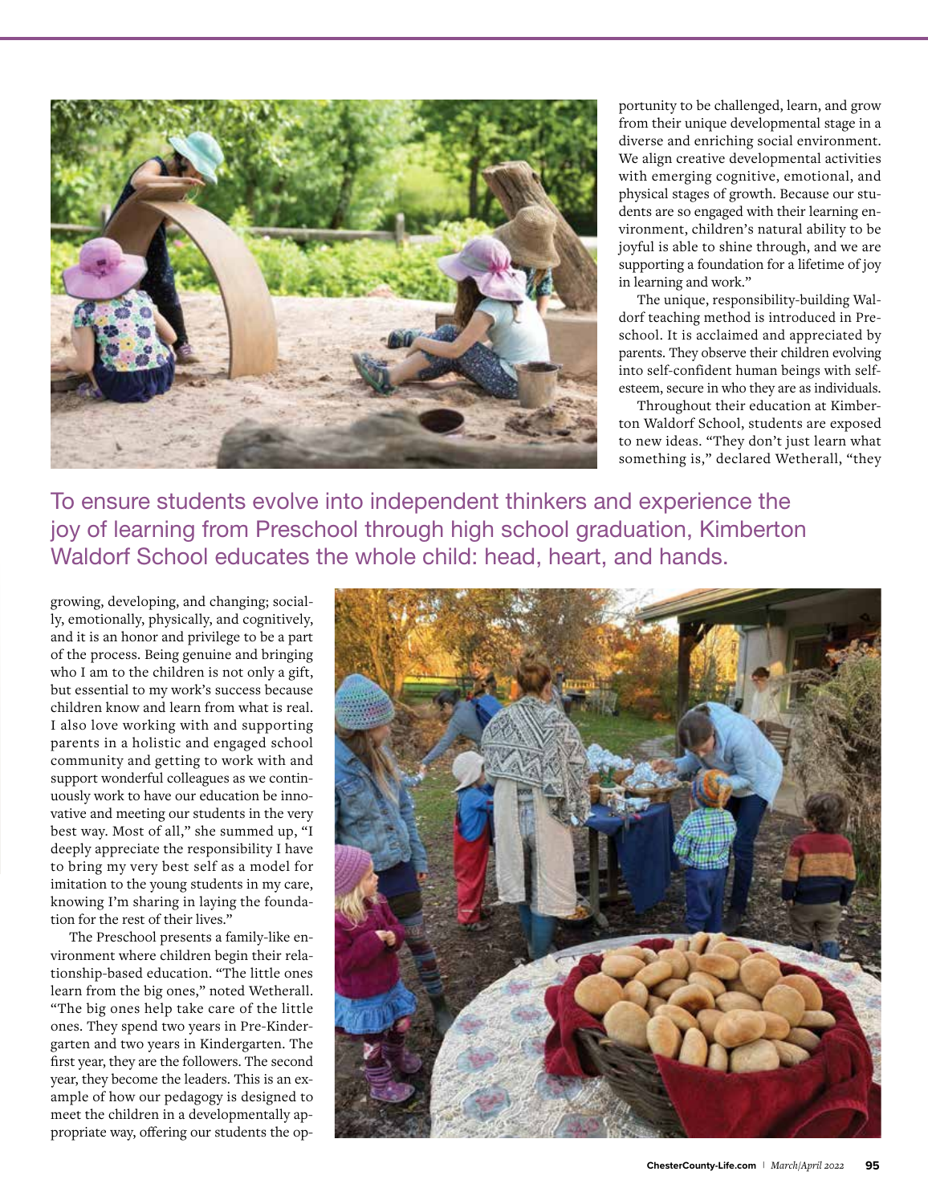portunity to be challenged, learn, and grow from their unique developmental stage in a diverse and enriching social environment. We align creative developmental activities with emerging cognitive, emotional, and physical stages of growth. Because our students are so engaged with their learning environment, children's natural ability to be joyful is able to shine through, and we are supporting a foundation for a lifetime of joy in learning and work."

The unique, responsibility-building Waldorf teaching method is introduced in Preschool. It is acclaimed and appreciated by parents. They observe their children evolving into self-confident human beings with self-esteem, secure in who they are as individuals.

Throughout their education at Kimberton Waldorf School, students are exposed to new ideas. "They don't just learn what something is," declared Wetherall, "they

## To ensure students evolve into independent thinkers and experience the joy of learning from Preschool through high school graduation, Kimberton Waldorf School educates the whole child: head, heart, and hands.

growing, developing, and changing; socially, emotionally, physically, and cognitively, and it is an honor and privilege to be a part of the process. Being genuine and bringing who I am to the children is not only a gift, but essential to my work's success because children know and learn from what is real. I also love working with and supporting parents in a holistic and engaged school community and getting to work with and support wonderful colleagues as we continuously work to have our education be innovative and meeting our students in the very best way. Most of all," she summed up, "I deeply appreciate the responsibility I have to bring my very best self as a model for imitation to the young students in my care, knowing I'm sharing in laying the foundation for the rest of their lives."

The Preschool presents a family-like environment where children begin their relationship-based education. "The little ones learn from the big ones," noted Wetherall. "The big ones help take care of the little ones. They spend two years in Pre-Kindergarten and two years in Kindergarten. The first year, they are the followers. The second year, they become the leaders. This is an example of how our pedagogy is designed to meet the children in a developmentally appropriate way, offering our students the op-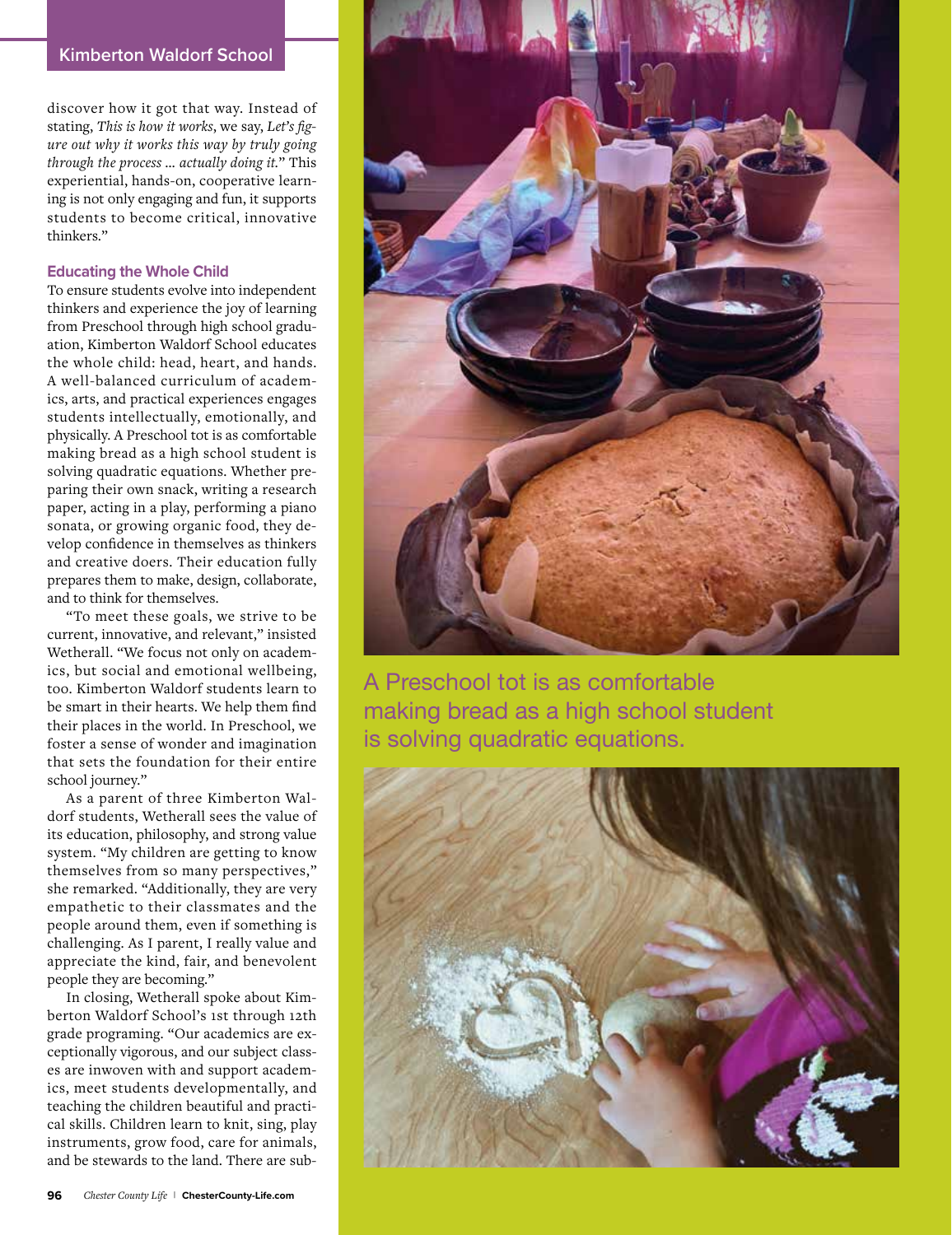discover how it got that way. Instead of stating, *This is how it works*, we say, *Let's figure out why it works this way by truly going through the process ... actually doing it.*" This experiential, hands-on, cooperative learning is not only engaging and fun, it supports students to become critical, innovative thinkers."

### Educating the Whole Child

To ensure students evolve into independent thinkers and experience the joy of learning from Preschool through high school graduation, Kimberton Waldorf School educates the whole child: head, heart, and hands. A well-balanced curriculum of academics, arts, and practical experiences engages students intellectually, emotionally, and physically. A Preschool tot is as comfortable making bread as a high school student is solving quadratic equations. Whether preparing their own snack, writing a research paper, acting in a play, performing a piano sonata, or growing organic food, they develop confidence in themselves as thinkers and creative doers. Their education fully prepares them to make, design, collaborate, and to think for themselves.

"To meet these goals, we strive to be current, innovative, and relevant," insisted Wetherall. "We focus not only on academics, but social and emotional wellbeing, too. Kimberton Waldorf students learn to be smart in their hearts. We help them find their places in the world. In Preschool, we foster a sense of wonder and imagination that sets the foundation for their entire school journey."

As a parent of three Kimberton Waldorf students, Wetherall sees the value of its education, philosophy, and strong value system. "My children are getting to know themselves from so many perspectives," she remarked. "Additionally, they are very empathetic to their classmates and the people around them, even if something is challenging. As I parent, I really value and appreciate the kind, fair, and benevolent people they are becoming."

In closing, Wetherall spoke about Kimberton Waldorf School's 1st through 12th grade programing. "Our academics are exceptionally vigorous, and our subject classes are inwoven with and support academics, meet students developmentally, and teaching the children beautiful and practical skills. Children learn to knit, sing, play instruments, grow food, care for animals, and be stewards to the land. There are sub-

A Preschool tot is as comfortable making bread as a high school student is solving quadratic equations.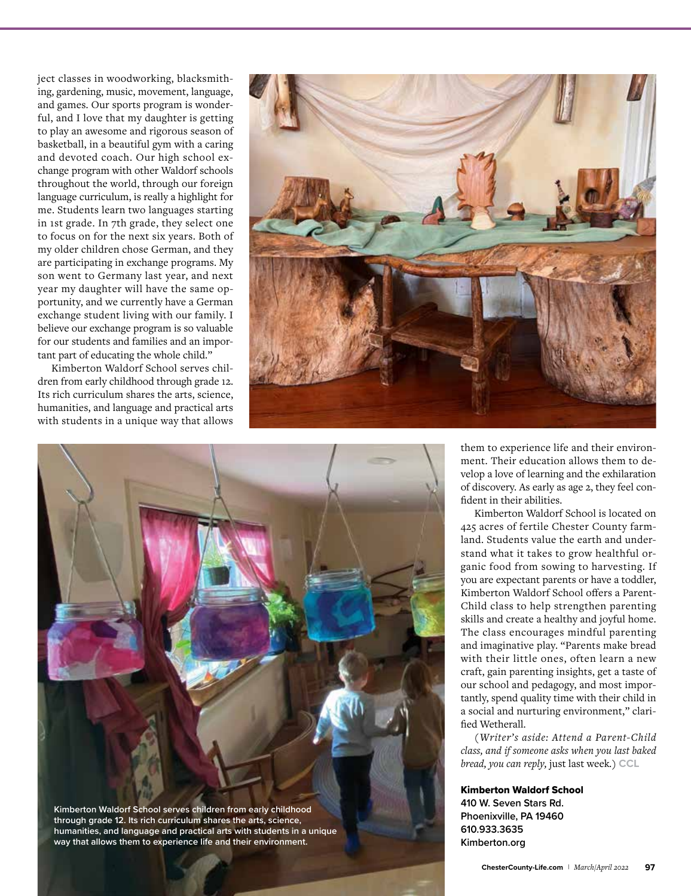ject classes in woodworking, blacksmithing, gardening, music, movement, language, and games. Our sports program is wonderful, and I love that my daughter is getting to play an awesome and rigorous season of basketball, in a beautiful gym with a caring and devoted coach. Our high school exchange program with other Waldorf schools throughout the world, through our foreign language curriculum, is really a highlight for me. Students learn two languages starting in 1st grade. In 7th grade, they select one to focus on for the next six years. Both of my older children chose German, and they are participating in exchange programs. My son went to Germany last year, and next year my daughter will have the same opportunity, and we currently have a German exchange student living with our family. I believe our exchange program is so valuable for our students and families and an important part of educating the whole child."

Kimberton Waldorf School serves children from early childhood through grade 12. Its rich curriculum shares the arts, science, humanities, and language and practical arts with students in a unique way that allows them to experience life and their environment. Their education allows them to develop a love of learning and the exhilaration of discovery. As early as age 2, they feel confident in their abilities.

Kimberton Waldorf School is located on 425 acres of fertile Chester County farmland. Students value the earth and understand what it takes to grow healthful organic food from sowing to harvesting. If you are expectant parents or have a toddler, Kimberton Waldorf School offers a Parent-Child class to help strengthen parenting skills and create a healthy and joyful home. The class encourages mindful parenting and imaginative play. "Parents make bread with their little ones, often learn a new craft, gain parenting insights, get a taste of our school and pedagogy, and most importantly, spend quality time with their child in a social and nurturing environment," clarified Wetherall.

(*Writer's aside: Attend a Parent-Child class, and if someone asks when you last baked bread, you can reply,* just last week.) CCL

Kimberton Waldorf School serves children from early childhood through grade 12. Its rich curriculum shares the arts, science, humanities, and language and practical arts with students in a unique way that allows them to experience life and their environment.

**Kimberton Waldorf School**
**410 W. Seven Stars Rd.**
**Phoenixville, PA 19460**
**610.933.3635**
**Kimberton.org**